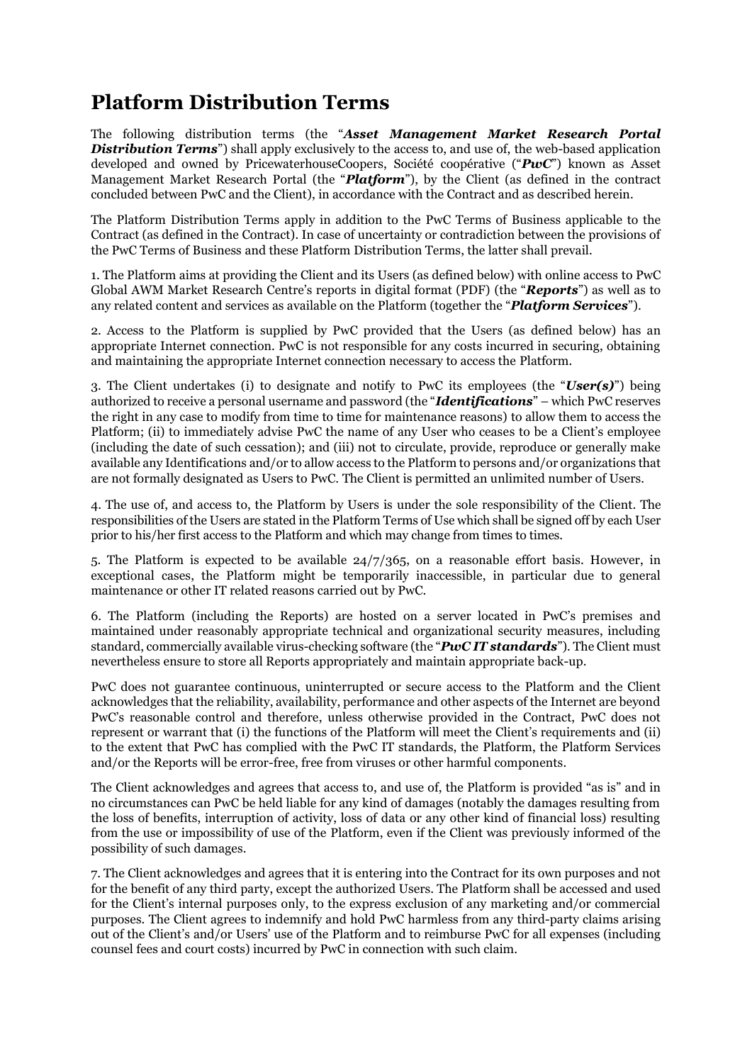# Platform Distribution Terms

The following distribution terms (the "***Asset Management Market Research Portal Distribution Terms***") shall apply exclusively to the access to, and use of, the web-based application developed and owned by PricewaterhouseCoopers, Société coopérative ("***PwC***") known as Asset Management Market Research Portal (the "***Platform***"), by the Client (as defined in the contract concluded between PwC and the Client), in accordance with the Contract and as described herein.

The Platform Distribution Terms apply in addition to the PwC Terms of Business applicable to the Contract (as defined in the Contract). In case of uncertainty or contradiction between the provisions of the PwC Terms of Business and these Platform Distribution Terms, the latter shall prevail.

1. The Platform aims at providing the Client and its Users (as defined below) with online access to PwC Global AWM Market Research Centre's reports in digital format (PDF) (the "***Reports***") as well as to any related content and services as available on the Platform (together the "***Platform Services***").

2. Access to the Platform is supplied by PwC provided that the Users (as defined below) has an appropriate Internet connection. PwC is not responsible for any costs incurred in securing, obtaining and maintaining the appropriate Internet connection necessary to access the Platform.

3. The Client undertakes (i) to designate and notify to PwC its employees (the "***User(s)***") being authorized to receive a personal username and password (the "***Identifications***" – which PwC reserves the right in any case to modify from time to time for maintenance reasons) to allow them to access the Platform; (ii) to immediately advise PwC the name of any User who ceases to be a Client's employee (including the date of such cessation); and (iii) not to circulate, provide, reproduce or generally make available any Identifications and/or to allow access to the Platform to persons and/or organizations that are not formally designated as Users to PwC. The Client is permitted an unlimited number of Users.

4. The use of, and access to, the Platform by Users is under the sole responsibility of the Client. The responsibilities of the Users are stated in the Platform Terms of Use which shall be signed off by each User prior to his/her first access to the Platform and which may change from times to times.

5. The Platform is expected to be available 24/7/365, on a reasonable effort basis. However, in exceptional cases, the Platform might be temporarily inaccessible, in particular due to general maintenance or other IT related reasons carried out by PwC.

6. The Platform (including the Reports) are hosted on a server located in PwC's premises and maintained under reasonably appropriate technical and organizational security measures, including standard, commercially available virus-checking software (the "***PwC IT standards***"). The Client must nevertheless ensure to store all Reports appropriately and maintain appropriate back-up.

PwC does not guarantee continuous, uninterrupted or secure access to the Platform and the Client acknowledges that the reliability, availability, performance and other aspects of the Internet are beyond PwC's reasonable control and therefore, unless otherwise provided in the Contract, PwC does not represent or warrant that (i) the functions of the Platform will meet the Client's requirements and (ii) to the extent that PwC has complied with the PwC IT standards, the Platform, the Platform Services and/or the Reports will be error-free, free from viruses or other harmful components.

The Client acknowledges and agrees that access to, and use of, the Platform is provided "as is" and in no circumstances can PwC be held liable for any kind of damages (notably the damages resulting from the loss of benefits, interruption of activity, loss of data or any other kind of financial loss) resulting from the use or impossibility of use of the Platform, even if the Client was previously informed of the possibility of such damages.

7. The Client acknowledges and agrees that it is entering into the Contract for its own purposes and not for the benefit of any third party, except the authorized Users. The Platform shall be accessed and used for the Client's internal purposes only, to the express exclusion of any marketing and/or commercial purposes. The Client agrees to indemnify and hold PwC harmless from any third-party claims arising out of the Client's and/or Users' use of the Platform and to reimburse PwC for all expenses (including counsel fees and court costs) incurred by PwC in connection with such claim.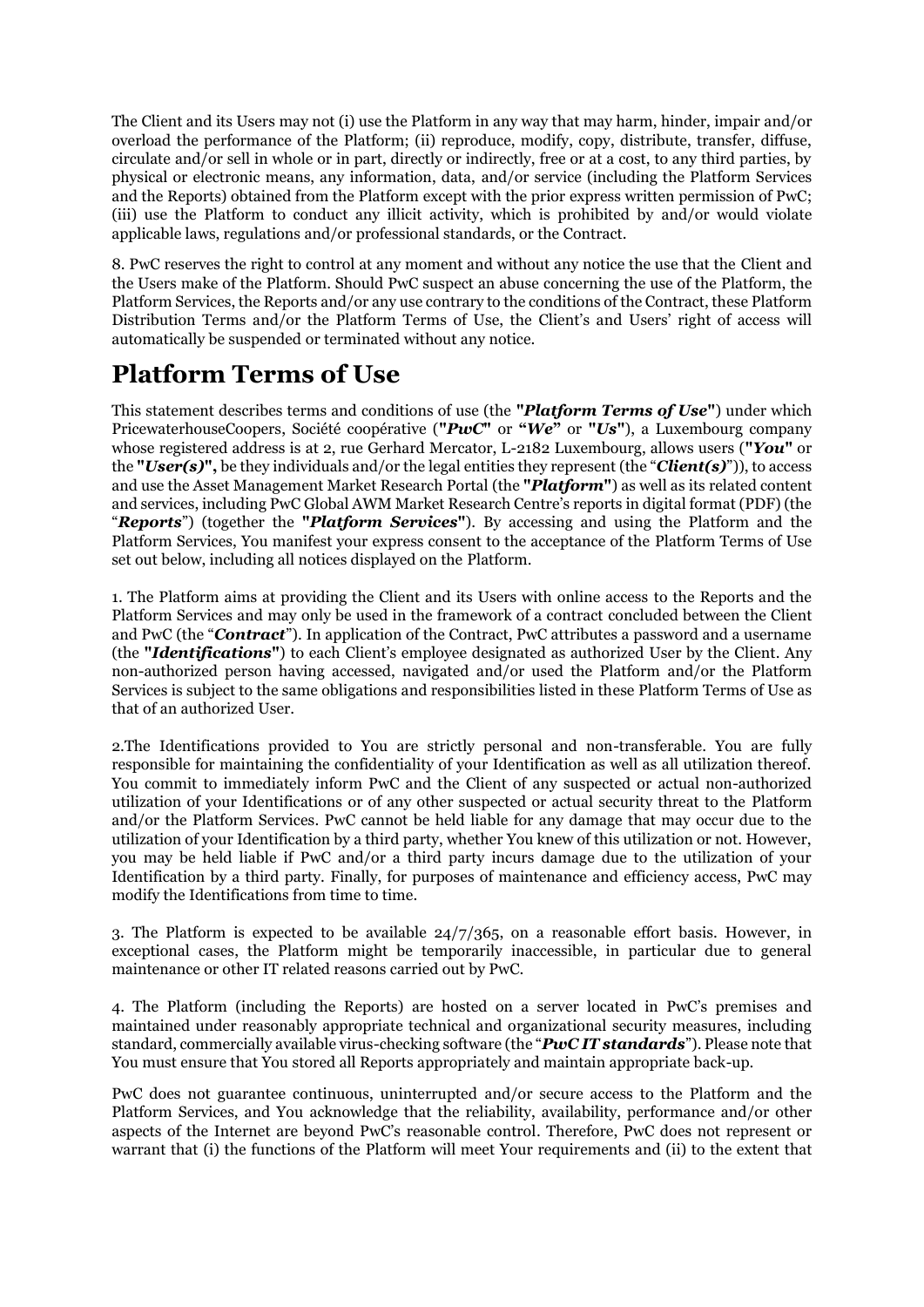The Client and its Users may not (i) use the Platform in any way that may harm, hinder, impair and/or overload the performance of the Platform; (ii) reproduce, modify, copy, distribute, transfer, diffuse, circulate and/or sell in whole or in part, directly or indirectly, free or at a cost, to any third parties, by physical or electronic means, any information, data, and/or service (including the Platform Services and the Reports) obtained from the Platform except with the prior express written permission of PwC; (iii) use the Platform to conduct any illicit activity, which is prohibited by and/or would violate applicable laws, regulations and/or professional standards, or the Contract.

8. PwC reserves the right to control at any moment and without any notice the use that the Client and the Users make of the Platform. Should PwC suspect an abuse concerning the use of the Platform, the Platform Services, the Reports and/or any use contrary to the conditions of the Contract, these Platform Distribution Terms and/or the Platform Terms of Use, the Client's and Users' right of access will automatically be suspended or terminated without any notice.

# Platform Terms of Use

This statement describes terms and conditions of use (the **"*Platform Terms of Use*"**) under which PricewaterhouseCoopers, Société coopérative (**"*PwC*"** or **"*We*"** or **"*Us*"**), a Luxembourg company whose registered address is at 2, rue Gerhard Mercator, L-2182 Luxembourg, allows users (**"*You*"** or the **"*User(s)*",** be they individuals and/or the legal entities they represent (the "***Client(s)***")), to access and use the Asset Management Market Research Portal (the **"*Platform*"**) as well as its related content and services, including PwC Global AWM Market Research Centre's reports in digital format (PDF) (the "***Reports***") (together the **"*Platform Services*"**). By accessing and using the Platform and the Platform Services, You manifest your express consent to the acceptance of the Platform Terms of Use set out below, including all notices displayed on the Platform.

1. The Platform aims at providing the Client and its Users with online access to the Reports and the Platform Services and may only be used in the framework of a contract concluded between the Client and PwC (the "***Contract***"). In application of the Contract, PwC attributes a password and a username (the **"*Identifications*"**) to each Client's employee designated as authorized User by the Client. Any non-authorized person having accessed, navigated and/or used the Platform and/or the Platform Services is subject to the same obligations and responsibilities listed in these Platform Terms of Use as that of an authorized User.

2.The Identifications provided to You are strictly personal and non-transferable. You are fully responsible for maintaining the confidentiality of your Identification as well as all utilization thereof. You commit to immediately inform PwC and the Client of any suspected or actual non-authorized utilization of your Identifications or of any other suspected or actual security threat to the Platform and/or the Platform Services. PwC cannot be held liable for any damage that may occur due to the utilization of your Identification by a third party, whether You knew of this utilization or not. However, you may be held liable if PwC and/or a third party incurs damage due to the utilization of your Identification by a third party. Finally, for purposes of maintenance and efficiency access, PwC may modify the Identifications from time to time.

3. The Platform is expected to be available 24/7/365, on a reasonable effort basis. However, in exceptional cases, the Platform might be temporarily inaccessible, in particular due to general maintenance or other IT related reasons carried out by PwC.

4. The Platform (including the Reports) are hosted on a server located in PwC's premises and maintained under reasonably appropriate technical and organizational security measures, including standard, commercially available virus-checking software (the "***PwC IT standards***"). Please note that You must ensure that You stored all Reports appropriately and maintain appropriate back-up.

PwC does not guarantee continuous, uninterrupted and/or secure access to the Platform and the Platform Services, and You acknowledge that the reliability, availability, performance and/or other aspects of the Internet are beyond PwC's reasonable control. Therefore, PwC does not represent or warrant that (i) the functions of the Platform will meet Your requirements and (ii) to the extent that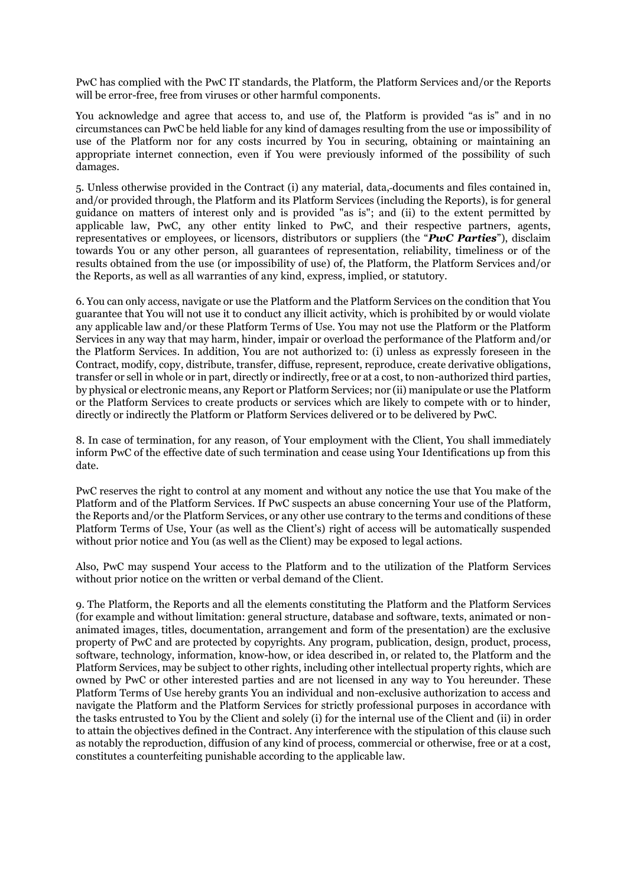PwC has complied with the PwC IT standards, the Platform, the Platform Services and/or the Reports will be error-free, free from viruses or other harmful components.

You acknowledge and agree that access to, and use of, the Platform is provided "as is" and in no circumstances can PwC be held liable for any kind of damages resulting from the use or impossibility of use of the Platform nor for any costs incurred by You in securing, obtaining or maintaining an appropriate internet connection, even if You were previously informed of the possibility of such damages.

5. Unless otherwise provided in the Contract (i) any material, data, documents and files contained in, and/or provided through, the Platform and its Platform Services (including the Reports), is for general guidance on matters of interest only and is provided "as is"; and (ii) to the extent permitted by applicable law, PwC, any other entity linked to PwC, and their respective partners, agents, representatives or employees, or licensors, distributors or suppliers (the "***PwC Parties***"), disclaim towards You or any other person, all guarantees of representation, reliability, timeliness or of the results obtained from the use (or impossibility of use) of, the Platform, the Platform Services and/or the Reports, as well as all warranties of any kind, express, implied, or statutory.

6. You can only access, navigate or use the Platform and the Platform Services on the condition that You guarantee that You will not use it to conduct any illicit activity, which is prohibited by or would violate any applicable law and/or these Platform Terms of Use. You may not use the Platform or the Platform Services in any way that may harm, hinder, impair or overload the performance of the Platform and/or the Platform Services. In addition, You are not authorized to: (i) unless as expressly foreseen in the Contract, modify, copy, distribute, transfer, diffuse, represent, reproduce, create derivative obligations, transfer or sell in whole or in part, directly or indirectly, free or at a cost, to non-authorized third parties, by physical or electronic means, any Report or Platform Services; nor (ii) manipulate or use the Platform or the Platform Services to create products or services which are likely to compete with or to hinder, directly or indirectly the Platform or Platform Services delivered or to be delivered by PwC.

8. In case of termination, for any reason, of Your employment with the Client, You shall immediately inform PwC of the effective date of such termination and cease using Your Identifications up from this date.

PwC reserves the right to control at any moment and without any notice the use that You make of the Platform and of the Platform Services. If PwC suspects an abuse concerning Your use of the Platform, the Reports and/or the Platform Services, or any other use contrary to the terms and conditions of these Platform Terms of Use, Your (as well as the Client's) right of access will be automatically suspended without prior notice and You (as well as the Client) may be exposed to legal actions.

Also, PwC may suspend Your access to the Platform and to the utilization of the Platform Services without prior notice on the written or verbal demand of the Client.

9. The Platform, the Reports and all the elements constituting the Platform and the Platform Services (for example and without limitation: general structure, database and software, texts, animated or non-animated images, titles, documentation, arrangement and form of the presentation) are the exclusive property of PwC and are protected by copyrights. Any program, publication, design, product, process, software, technology, information, know-how, or idea described in, or related to, the Platform and the Platform Services, may be subject to other rights, including other intellectual property rights, which are owned by PwC or other interested parties and are not licensed in any way to You hereunder. These Platform Terms of Use hereby grants You an individual and non-exclusive authorization to access and navigate the Platform and the Platform Services for strictly professional purposes in accordance with the tasks entrusted to You by the Client and solely (i) for the internal use of the Client and (ii) in order to attain the objectives defined in the Contract. Any interference with the stipulation of this clause such as notably the reproduction, diffusion of any kind of process, commercial or otherwise, free or at a cost, constitutes a counterfeiting punishable according to the applicable law.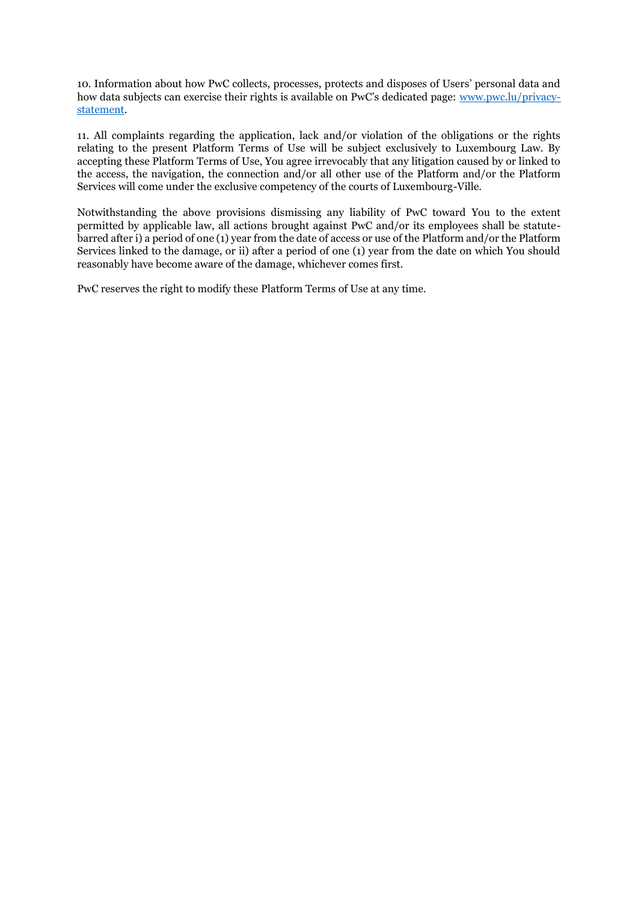10. Information about how PwC collects, processes, protects and disposes of Users' personal data and how data subjects can exercise their rights is available on PwC's dedicated page: [www.pwc.lu/privacy-statement](http://www.pwc.lu/privacy-statement).

11. All complaints regarding the application, lack and/or violation of the obligations or the rights relating to the present Platform Terms of Use will be subject exclusively to Luxembourg Law. By accepting these Platform Terms of Use, You agree irrevocably that any litigation caused by or linked to the access, the navigation, the connection and/or all other use of the Platform and/or the Platform Services will come under the exclusive competency of the courts of Luxembourg-Ville.

Notwithstanding the above provisions dismissing any liability of PwC toward You to the extent permitted by applicable law, all actions brought against PwC and/or its employees shall be statute-barred after i) a period of one (1) year from the date of access or use of the Platform and/or the Platform Services linked to the damage, or ii) after a period of one (1) year from the date on which You should reasonably have become aware of the damage, whichever comes first.

PwC reserves the right to modify these Platform Terms of Use at any time.